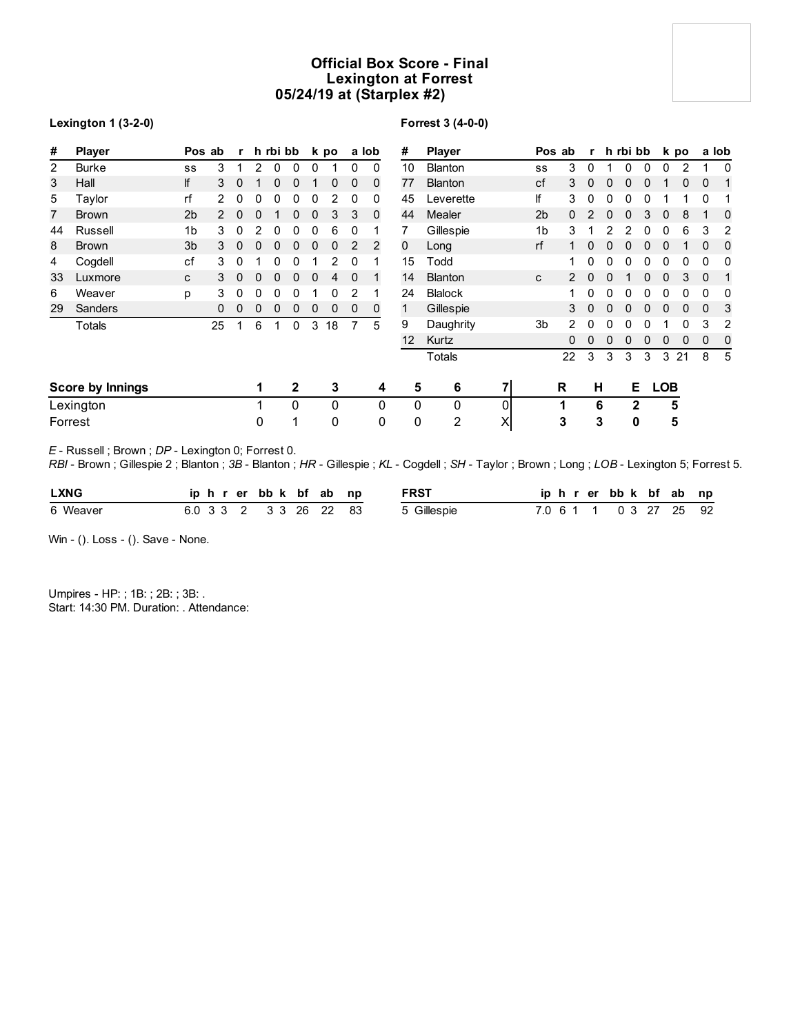# Official Box Score - Final
## Lexington at Forrest
## 05/24/19 at (Starplex #2)

**Lexington 1 (3-2-0)**

| # | Player | Pos | ab | r | h | rbi | bb | k | po | a | lob |
|---|---|---|---|---|---|---|---|---|---|---|---|
| 2 | Burke | ss | 3 | 1 | 2 | 0 | 0 | 0 | 1 | 0 | 0 |
| 3 | Hall | lf | 3 | 0 | 1 | 0 | 0 | 1 | 0 | 0 | 0 |
| 5 | Taylor | rf | 2 | 0 | 0 | 0 | 0 | 0 | 2 | 0 | 0 |
| 7 | Brown | 2b | 2 | 0 | 0 | 1 | 0 | 0 | 3 | 3 | 0 |
| 44 | Russell | 1b | 3 | 0 | 2 | 0 | 0 | 0 | 6 | 0 | 1 |
| 8 | Brown | 3b | 3 | 0 | 0 | 0 | 0 | 0 | 0 | 2 | 2 |
| 4 | Cogdell | cf | 3 | 0 | 1 | 0 | 0 | 1 | 2 | 0 | 1 |
| 33 | Luxmore | c | 3 | 0 | 0 | 0 | 0 | 0 | 4 | 0 | 1 |
| 6 | Weaver | p | 3 | 0 | 0 | 0 | 0 | 1 | 0 | 2 | 1 |
| 29 | Sanders | | 0 | 0 | 0 | 0 | 0 | 0 | 0 | 0 | 0 |
| | Totals | | 25 | 1 | 6 | 1 | 0 | 3 | 18 | 7 | 5 |

**Forrest 3 (4-0-0)**

| # | Player | Pos | ab | r | h | rbi | bb | k | po | a | lob |
|---|---|---|---|---|---|---|---|---|---|---|---|
| 10 | Blanton | ss | 3 | 0 | 1 | 0 | 0 | 0 | 2 | 1 | 0 |
| 77 | Blanton | cf | 3 | 0 | 0 | 0 | 0 | 1 | 0 | 0 | 1 |
| 45 | Leverette | lf | 3 | 0 | 0 | 0 | 0 | 1 | 1 | 0 | 1 |
| 44 | Mealer | 2b | 0 | 2 | 0 | 0 | 3 | 0 | 8 | 1 | 0 |
| 7 | Gillespie | 1b | 3 | 1 | 2 | 2 | 0 | 0 | 6 | 3 | 2 |
| 0 | Long | rf | 1 | 0 | 0 | 0 | 0 | 0 | 1 | 0 | 0 |
| 15 | Todd | | 1 | 0 | 0 | 0 | 0 | 0 | 0 | 0 | 0 |
| 14 | Blanton | c | 2 | 0 | 0 | 1 | 0 | 0 | 3 | 0 | 1 |
| 24 | Blalock | | 1 | 0 | 0 | 0 | 0 | 0 | 0 | 0 | 0 |
| 1 | Gillespie | | 3 | 0 | 0 | 0 | 0 | 0 | 0 | 0 | 3 |
| 9 | Daughrity | 3b | 2 | 0 | 0 | 0 | 0 | 1 | 0 | 3 | 2 |
| 12 | Kurtz | | 0 | 0 | 0 | 0 | 0 | 0 | 0 | 0 | 0 |
| | Totals | | 22 | 3 | 3 | 3 | 3 | 3 | 21 | 8 | 5 |

| Score by Innings | 1 | 2 | 3 | 4 | 5 | 6 | 7 | R | H | E | LOB |
|---|---|---|---|---|---|---|---|---|---|---|---|
| Lexington | 1 | 0 | 0 | 0 | 0 | 0 | 0 | 1 | 6 | 2 | 5 |
| Forrest | 0 | 1 | 0 | 0 | 0 | 2 | X | 3 | 3 | 0 | 5 |

*E* - Russell ; Brown ; *DP* - Lexington 0; Forrest 0.
*RBI* - Brown ; Gillespie 2 ; Blanton ; *3B* - Blanton ; *HR* - Gillespie ; *KL* - Cogdell ; *SH* - Taylor ; Brown ; Long ; *LOB* - Lexington 5; Forrest 5.

| LXNG | ip | h | r | er | bb | k | bf | ab | np |
|---|---|---|---|---|---|---|---|---|---|
| 6 Weaver | 6.0 | 3 | 3 | 2 | 3 | 3 | 26 | 22 | 83 |

| FRST | ip | h | r | er | bb | k | bf | ab | np |
|---|---|---|---|---|---|---|---|---|---|
| 5 Gillespie | 7.0 | 6 | 1 | 1 | 0 | 3 | 27 | 25 | 92 |

Win - (). Loss - (). Save - None.

Umpires - HP: ; 1B: ; 2B: ; 3B: .
Start: 14:30 PM. Duration: . Attendance: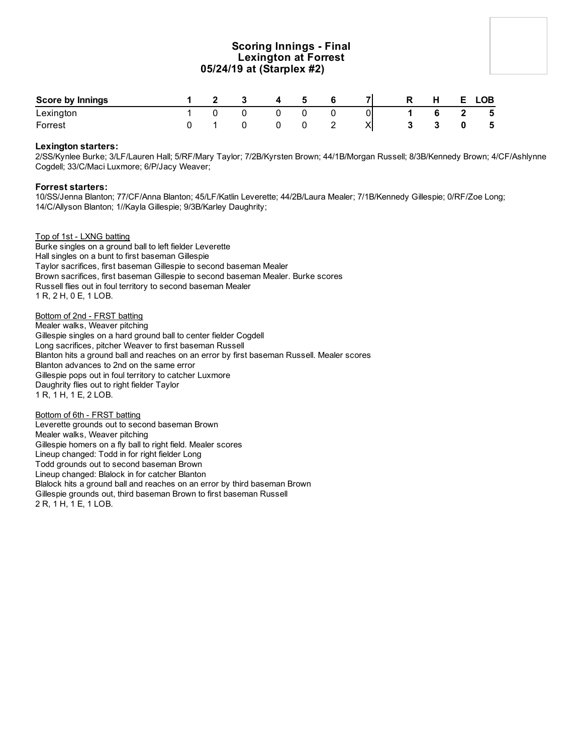## Scoring Innings - Final
### Lexington at Forrest
### 05/24/19 at (Starplex #2)

| Score by Innings | 1 | 2 | 3 | 4 | 5 | 6 | 7 | R | H | E | LOB |
|---|---|---|---|---|---|---|---|---|---|---|---|
| Lexington | 1 | 0 | 0 | 0 | 0 | 0 | 0 | 1 | 6 | 2 | 5 |
| Forrest | 0 | 1 | 0 | 0 | 0 | 2 | X | 3 | 3 | 0 | 5 |

**Lexington starters:**
2/SS/Kynlee Burke; 3/LF/Lauren Hall; 5/RF/Mary Taylor; 7/2B/Kyrsten Brown; 44/1B/Morgan Russell; 8/3B/Kennedy Brown; 4/CF/Ashlynne Cogdell; 33/C/Maci Luxmore; 6/P/Jacy Weaver;

**Forrest starters:**
10/SS/Jenna Blanton; 77/CF/Anna Blanton; 45/LF/Katlin Leverette; 44/2B/Laura Mealer; 7/1B/Kennedy Gillespie; 0/RF/Zoe Long; 14/C/Allyson Blanton; 1//Kayla Gillespie; 9/3B/Karley Daughrity;

Top of 1st - LXNG batting
Burke singles on a ground ball to left fielder Leverette
Hall singles on a bunt to first baseman Gillespie
Taylor sacrifices, first baseman Gillespie to second baseman Mealer
Brown sacrifices, first baseman Gillespie to second baseman Mealer. Burke scores
Russell flies out in foul territory to second baseman Mealer
1 R, 2 H, 0 E, 1 LOB.

Bottom of 2nd - FRST batting
Mealer walks, Weaver pitching
Gillespie singles on a hard ground ball to center fielder Cogdell
Long sacrifices, pitcher Weaver to first baseman Russell
Blanton hits a ground ball and reaches on an error by first baseman Russell. Mealer scores
Blanton advances to 2nd on the same error
Gillespie pops out in foul territory to catcher Luxmore
Daughrity flies out to right fielder Taylor
1 R, 1 H, 1 E, 2 LOB.

Bottom of 6th - FRST batting
Leverette grounds out to second baseman Brown
Mealer walks, Weaver pitching
Gillespie homers on a fly ball to right field. Mealer scores
Lineup changed: Todd in for right fielder Long
Todd grounds out to second baseman Brown
Lineup changed: Blalock in for catcher Blanton
Blalock hits a ground ball and reaches on an error by third baseman Brown
Gillespie grounds out, third baseman Brown to first baseman Russell
2 R, 1 H, 1 E, 1 LOB.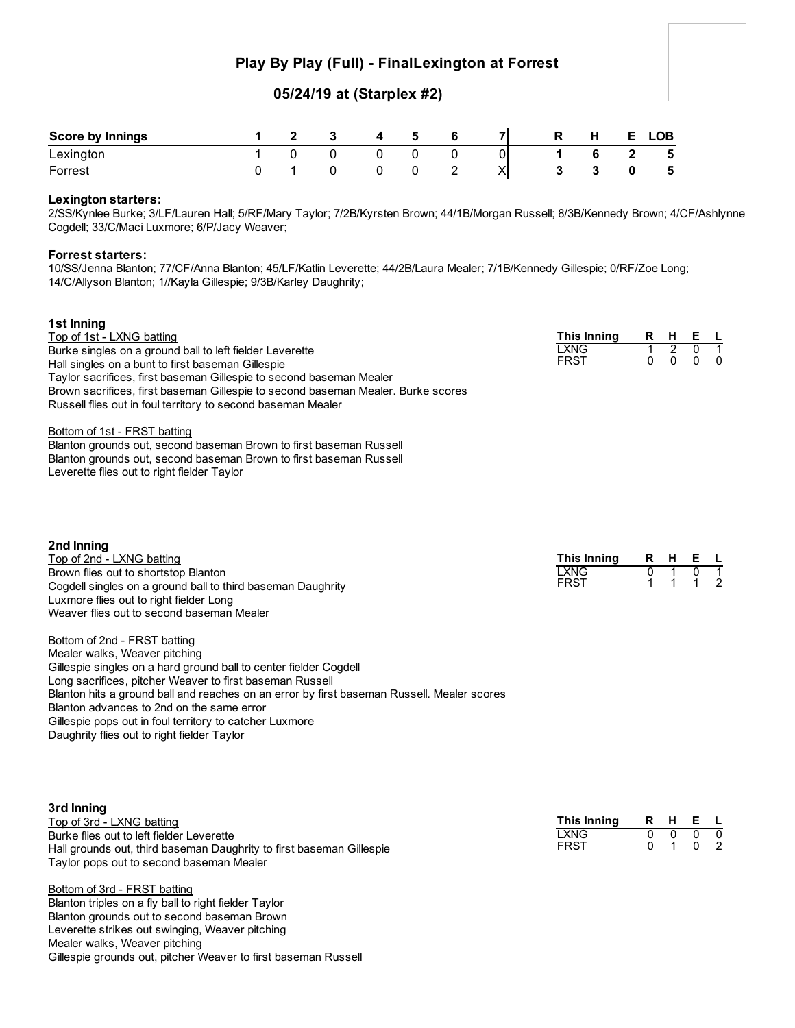## Play By Play (Full) - FinalLexington at Forrest

### 05/24/19 at (Starplex #2)

| Score by Innings | 1 | 2 | 3 | 4 | 5 | 6 | 7 | R | H | E | LOB |
|---|---|---|---|---|---|---|---|---|---|---|---|
| Lexington | 1 | 0 | 0 | 0 | 0 | 0 | 0 | 1 | 6 | 2 | 5 |
| Forrest | 0 | 1 | 0 | 0 | 0 | 2 | X | 3 | 3 | 0 | 5 |

**Lexington starters:**
2/SS/Kynlee Burke; 3/LF/Lauren Hall; 5/RF/Mary Taylor; 7/2B/Kyrsten Brown; 44/1B/Morgan Russell; 8/3B/Kennedy Brown; 4/CF/Ashlynne Cogdell; 33/C/Maci Luxmore; 6/P/Jacy Weaver;

**Forrest starters:**
10/SS/Jenna Blanton; 77/CF/Anna Blanton; 45/LF/Katlin Leverette; 44/2B/Laura Mealer; 7/1B/Kennedy Gillespie; 0/RF/Zoe Long; 14/C/Allyson Blanton; 1//Kayla Gillespie; 9/3B/Karley Daughrity;

### 1st Inning

Top of 1st - LXNG batting

Burke singles on a ground ball to left fielder Leverette
Hall singles on a bunt to first baseman Gillespie
Taylor sacrifices, first baseman Gillespie to second baseman Mealer
Brown sacrifices, first baseman Gillespie to second baseman Mealer. Burke scores
Russell flies out in foul territory to second baseman Mealer

| This Inning | R | H | E | L |
|---|---|---|---|---|
| LXNG | 1 | 2 | 0 | 1 |
| FRST | 0 | 0 | 0 | 0 |

Bottom of 1st - FRST batting

Blanton grounds out, second baseman Brown to first baseman Russell
Blanton grounds out, second baseman Brown to first baseman Russell
Leverette flies out to right fielder Taylor

### 2nd Inning

Top of 2nd - LXNG batting

Brown flies out to shortstop Blanton
Cogdell singles on a ground ball to third baseman Daughrity
Luxmore flies out to right fielder Long
Weaver flies out to second baseman Mealer

| This Inning | R | H | E | L |
|---|---|---|---|---|
| LXNG | 0 | 1 | 0 | 1 |
| FRST | 1 | 1 | 1 | 2 |

Bottom of 2nd - FRST batting

Mealer walks, Weaver pitching
Gillespie singles on a hard ground ball to center fielder Cogdell
Long sacrifices, pitcher Weaver to first baseman Russell
Blanton hits a ground ball and reaches on an error by first baseman Russell. Mealer scores
Blanton advances to 2nd on the same error
Gillespie pops out in foul territory to catcher Luxmore
Daughrity flies out to right fielder Taylor

### 3rd Inning

Top of 3rd - LXNG batting

Burke flies out to left fielder Leverette
Hall grounds out, third baseman Daughrity to first baseman Gillespie
Taylor pops out to second baseman Mealer

| This Inning | R | H | E | L |
|---|---|---|---|---|
| LXNG | 0 | 0 | 0 | 0 |
| FRST | 0 | 1 | 0 | 2 |

Bottom of 3rd - FRST batting

Blanton triples on a fly ball to right fielder Taylor
Blanton grounds out to second baseman Brown
Leverette strikes out swinging, Weaver pitching
Mealer walks, Weaver pitching
Gillespie grounds out, pitcher Weaver to first baseman Russell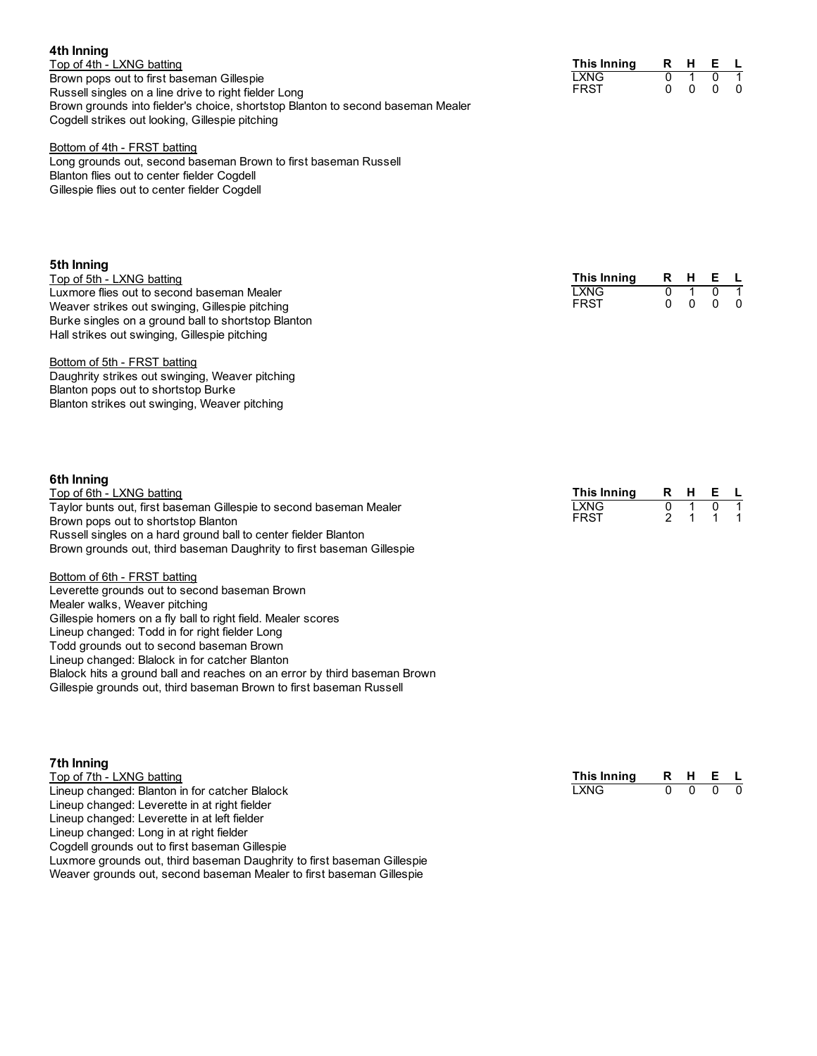### 4th Inning

Top of 4th - LXNG batting

Brown pops out to first baseman Gillespie
Russell singles on a line drive to right fielder Long
Brown grounds into fielder's choice, shortstop Blanton to second baseman Mealer
Cogdell strikes out looking, Gillespie pitching

Bottom of 4th - FRST batting

Long grounds out, second baseman Brown to first baseman Russell
Blanton flies out to center fielder Cogdell
Gillespie flies out to center fielder Cogdell

| This Inning | R | H | E | L |
|---|---|---|---|---|
| LXNG | 0 | 1 | 0 | 1 |
| FRST | 0 | 0 | 0 | 0 |

### 5th Inning

Top of 5th - LXNG batting

Luxmore flies out to second baseman Mealer
Weaver strikes out swinging, Gillespie pitching
Burke singles on a ground ball to shortstop Blanton
Hall strikes out swinging, Gillespie pitching

Bottom of 5th - FRST batting

Daughrity strikes out swinging, Weaver pitching
Blanton pops out to shortstop Burke
Blanton strikes out swinging, Weaver pitching

| This Inning | R | H | E | L |
|---|---|---|---|---|
| LXNG | 0 | 1 | 0 | 1 |
| FRST | 0 | 0 | 0 | 0 |

### 6th Inning

Top of 6th - LXNG batting

Taylor bunts out, first baseman Gillespie to second baseman Mealer
Brown pops out to shortstop Blanton
Russell singles on a hard ground ball to center fielder Blanton
Brown grounds out, third baseman Daughrity to first baseman Gillespie

Bottom of 6th - FRST batting

Leverette grounds out to second baseman Brown
Mealer walks, Weaver pitching
Gillespie homers on a fly ball to right field. Mealer scores
Lineup changed: Todd in for right fielder Long
Todd grounds out to second baseman Brown
Lineup changed: Blalock in for catcher Blanton
Blalock hits a ground ball and reaches on an error by third baseman Brown
Gillespie grounds out, third baseman Brown to first baseman Russell

| This Inning | R | H | E | L |
|---|---|---|---|---|
| LXNG | 0 | 1 | 0 | 1 |
| FRST | 2 | 1 | 1 | 1 |

### 7th Inning

Top of 7th - LXNG batting

Lineup changed: Blanton in for catcher Blalock
Lineup changed: Leverette in at right fielder
Lineup changed: Leverette in at left fielder
Lineup changed: Long in at right fielder
Cogdell grounds out to first baseman Gillespie
Luxmore grounds out, third baseman Daughrity to first baseman Gillespie
Weaver grounds out, second baseman Mealer to first baseman Gillespie

| This Inning | R | H | E | L |
|---|---|---|---|---|
| LXNG | 0 | 0 | 0 | 0 |